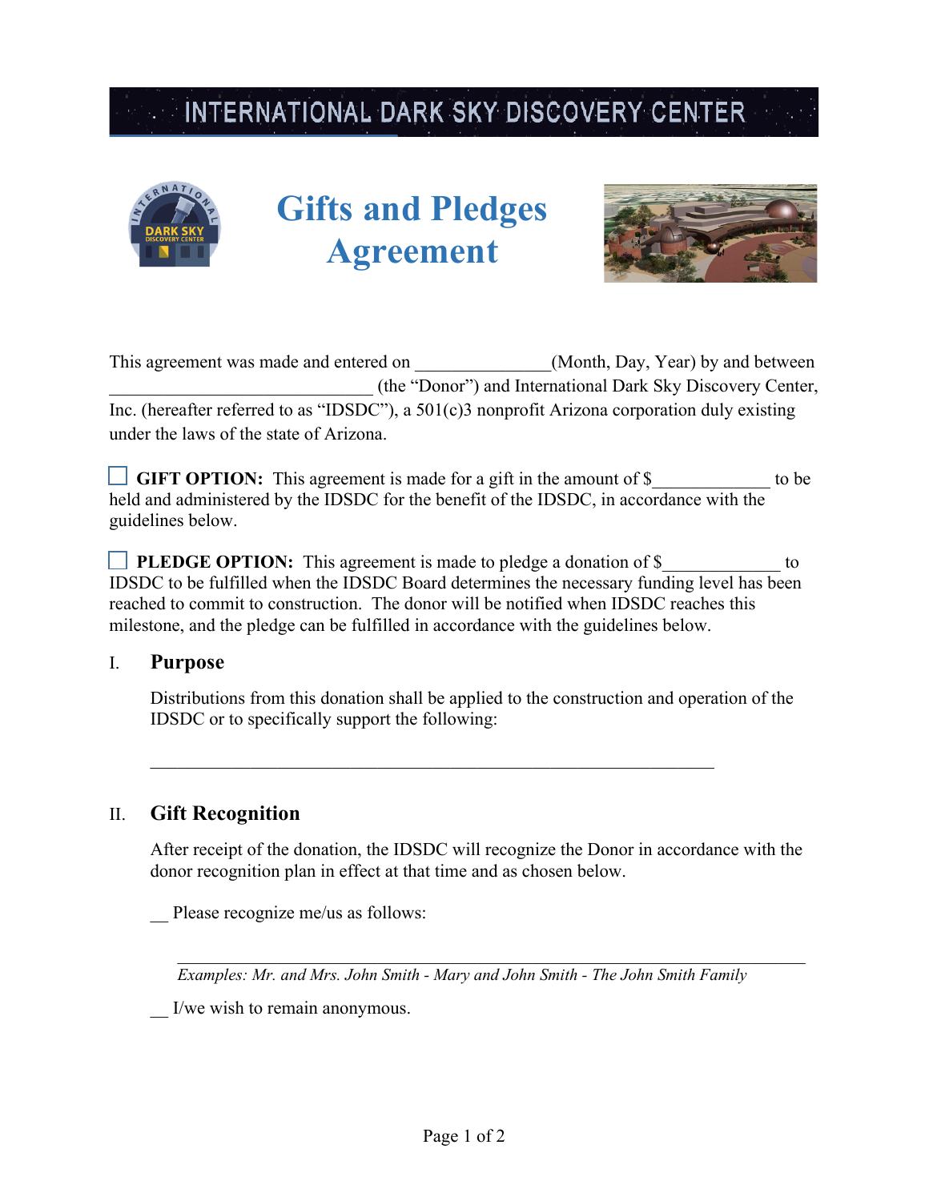INTERNATIONAL DARK SKY DISCOVERY CENTER

# Gifts and Pledges Agreement

This agreement was made and entered on _______________(Month, Day, Year) by and between ______________________________ (the "Donor") and International Dark Sky Discovery Center, Inc. (hereafter referred to as "IDSDC"), a 501(c)3 nonprofit Arizona corporation duly existing under the laws of the state of Arizona.

☐ **GIFT OPTION:** This agreement is made for a gift in the amount of $_____________ to be held and administered by the IDSDC for the benefit of the IDSDC, in accordance with the guidelines below.

☐ **PLEDGE OPTION:** This agreement is made to pledge a donation of $_____________ to IDSDC to be fulfilled when the IDSDC Board determines the necessary funding level has been reached to commit to construction. The donor will be notified when IDSDC reaches this milestone, and the pledge can be fulfilled in accordance with the guidelines below.

## I. Purpose

Distributions from this donation shall be applied to the construction and operation of the IDSDC or to specifically support the following:

_______________________________________________________________

## II. Gift Recognition

After receipt of the donation, the IDSDC will recognize the Donor in accordance with the donor recognition plan in effect at that time and as chosen below.

__ Please recognize me/us as follows:

_______________________________________________________________

*Examples: Mr. and Mrs. John Smith - Mary and John Smith - The John Smith Family*

__ I/we wish to remain anonymous.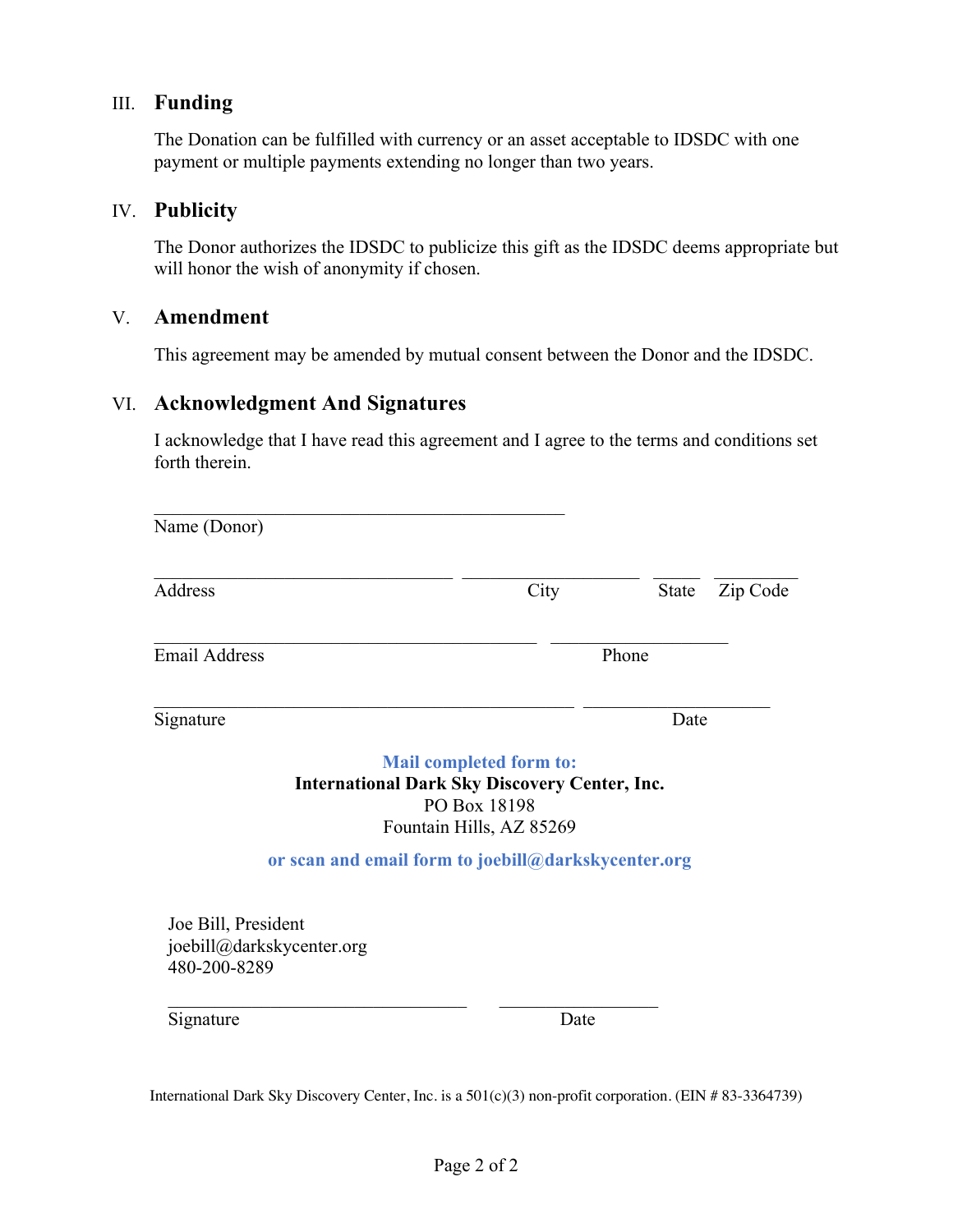## III. Funding

The Donation can be fulfilled with currency or an asset acceptable to IDSDC with one payment or multiple payments extending no longer than two years.

## IV. Publicity

The Donor authorizes the IDSDC to publicize this gift as the IDSDC deems appropriate but will honor the wish of anonymity if chosen.

## V. Amendment

This agreement may be amended by mutual consent between the Donor and the IDSDC.

## VI. Acknowledgment And Signatures

I acknowledge that I have read this agreement and I agree to the terms and conditions set forth therein.

_____________________________________________
Name (Donor)

_________________________________ ___________________ _____ _________
Address City State Zip Code

__________________________________________ ___________________
Email Address Phone

______________________________________________ ____________________
Signature Date

**Mail completed form to:**
**International Dark Sky Discovery Center, Inc.**
PO Box 18198
Fountain Hills, AZ 85269

**or scan and email form to joebill@darkskycenter.org**

Joe Bill, President
joebill@darkskycenter.org
480-200-8289

_________________________________ _________________
Signature Date

International Dark Sky Discovery Center, Inc. is a 501(c)(3) non-profit corporation. (EIN # 83-3364739)